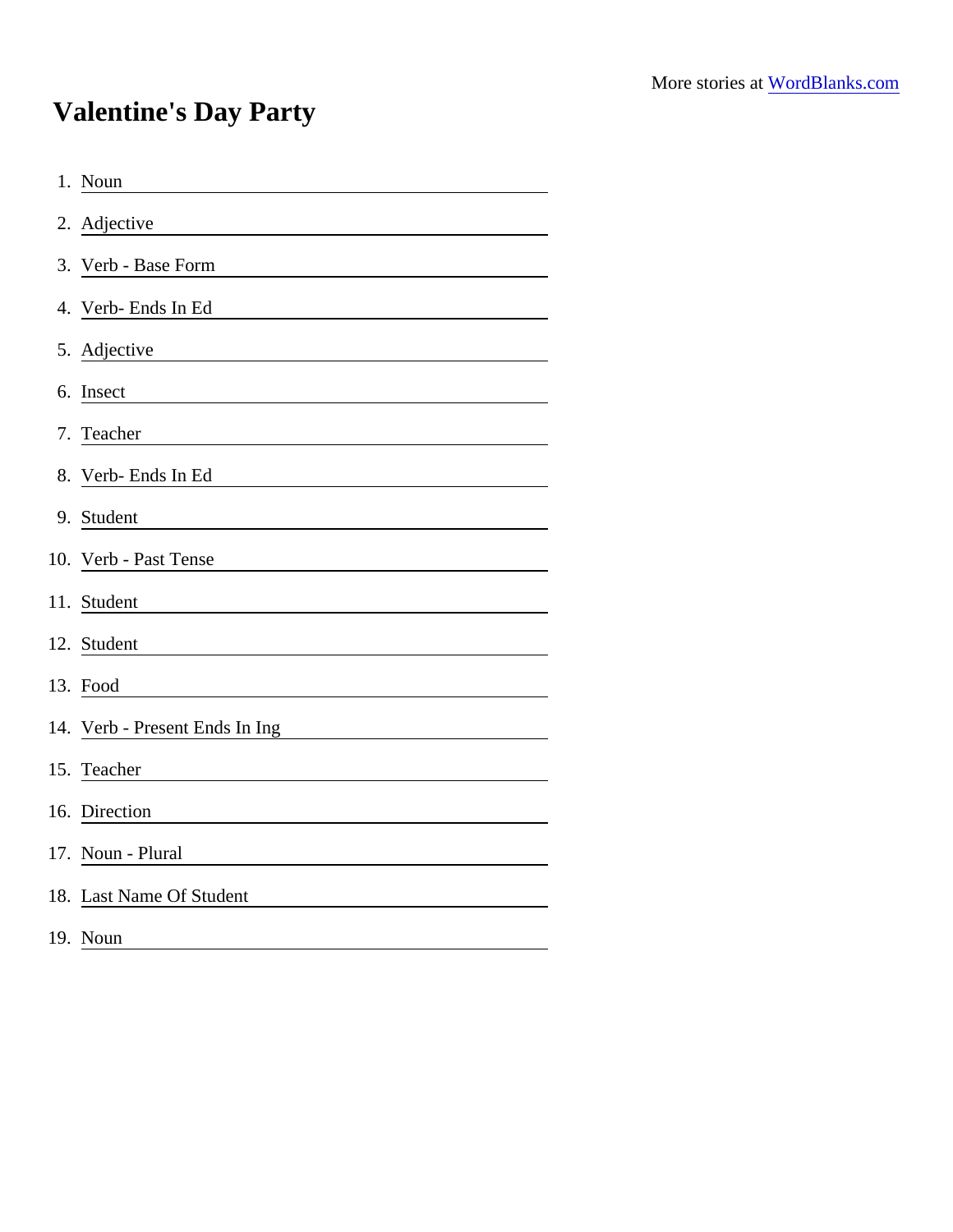More stories at WordBlanks.com

# Valentine's Day Party

1. Noun ______________________
2. Adjective ______________________
3. Verb - Base Form ______________________
4. Verb- Ends In Ed ______________________
5. Adjective ______________________
6. Insect ______________________
7. Teacher ______________________
8. Verb- Ends In Ed ______________________
9. Student ______________________
10. Verb - Past Tense ______________________
11. Student ______________________
12. Student ______________________
13. Food ______________________
14. Verb - Present Ends In Ing ______________________
15. Teacher ______________________
16. Direction ______________________
17. Noun - Plural ______________________
18. Last Name Of Student ______________________
19. Noun ______________________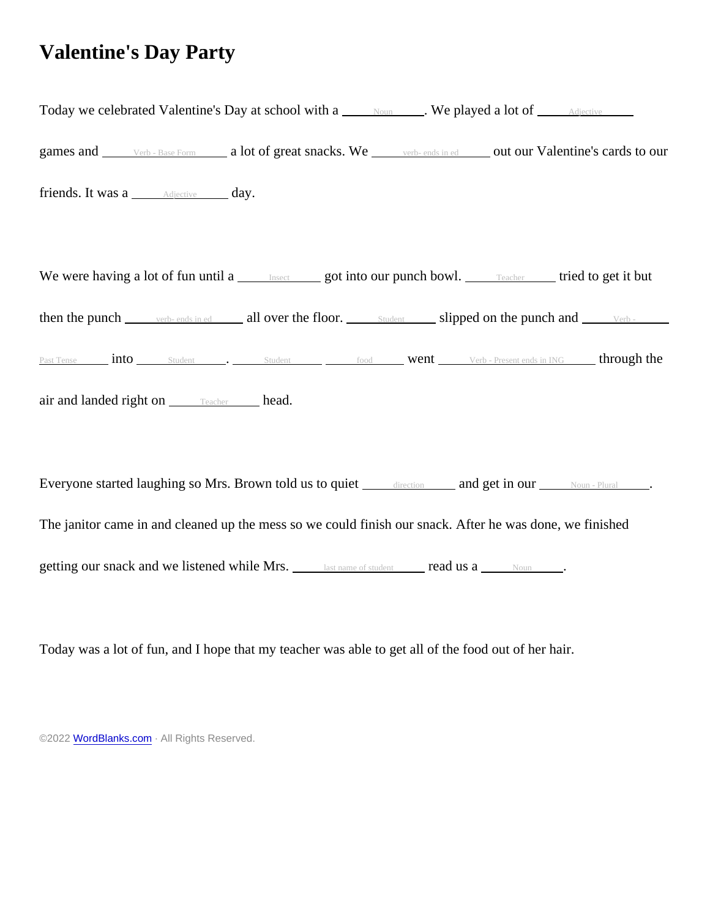# Valentine's Day Party

Today we celebrated Valentine's Day at school with a ____Noun____. We played a lot of ____Adjective____ games and ____Verb - Base Form____ a lot of great snacks. We ____verb- ends in ed____ out our Valentine's cards to our friends. It was a ____Adjective____ day.

We were having a lot of fun until a ____Insect____ got into our punch bowl. ____Teacher____ tried to get it but then the punch ____verb- ends in ed____ all over the floor. ____Student____ slipped on the punch and ____Verb - Past Tense____ into ____Student____. ____Student____ ____food____ went ____Verb - Present ends in ING____ through the air and landed right on ____Teacher____ head.

Everyone started laughing so Mrs. Brown told us to quiet ____direction____ and get in our ____Noun - Plural____. The janitor came in and cleaned up the mess so we could finish our snack. After he was done, we finished getting our snack and we listened while Mrs. ____last name of student____ read us a ____Noun____.

Today was a lot of fun, and I hope that my teacher was able to get all of the food out of her hair.

©2022 WordBlanks.com · All Rights Reserved.